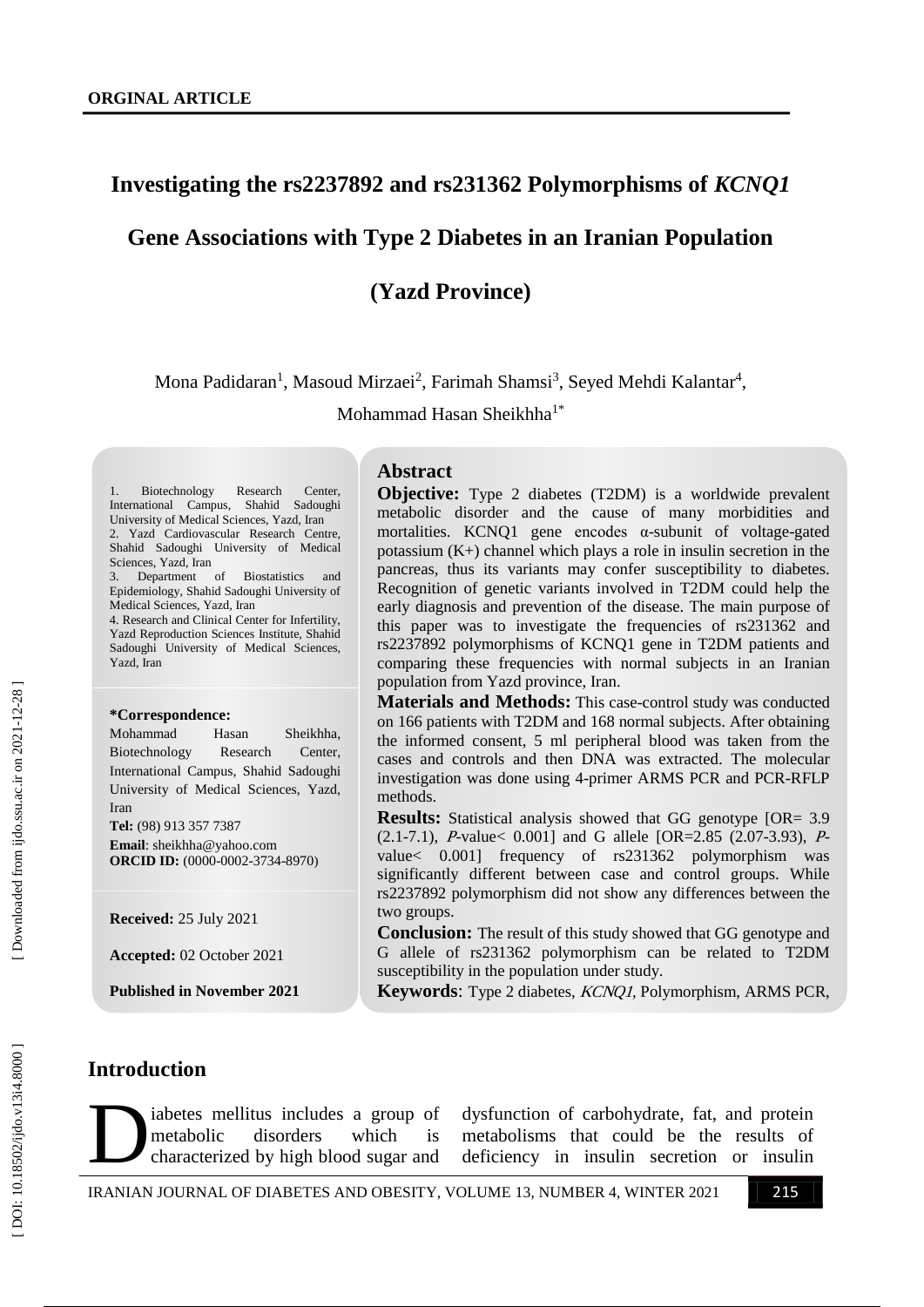**ORGINAL ARTICLE**

# Investigating the rs2237892 and rs231362 Polymorphisms of *KCNQ1* Gene Associations with Type 2 Diabetes in an Iranian Population (Yazd Province)

Mona Padidaran[1], Masoud Mirzaei[2], Farimah Shamsi[3], Seyed Mehdi Kalantar[4], Mohammad Hasan Sheikhha[1*]

1. Biotechnology Research Center, International Campus, Shahid Sadoughi University of Medical Sciences, Yazd, Iran
2. Yazd Cardiovascular Research Centre, Shahid Sadoughi University of Medical Sciences, Yazd, Iran
3. Department of Biostatistics and Epidemiology, Shahid Sadoughi University of Medical Sciences, Yazd, Iran
4. Research and Clinical Center for Infertility, Yazd Reproduction Sciences Institute, Shahid Sadoughi University of Medical Sciences, Yazd, Iran

**\*Correspondence:**
Mohammad Hasan Sheikhha, Biotechnology Research Center, International Campus, Shahid Sadoughi University of Medical Sciences, Yazd, Iran
**Tel:** (98) 913 357 7387
**Email**: sheikhha@yahoo.com
**ORCID ID:** (0000-0002-3734-8970)

**Received:** 25 July 2021

**Accepted:** 02 October 2021

**Published in November 2021**

## Abstract

**Objective:** Type 2 diabetes (T2DM) is a worldwide prevalent metabolic disorder and the cause of many morbidities and mortalities. KCNQ1 gene encodes α-subunit of voltage-gated potassium (K+) channel which plays a role in insulin secretion in the pancreas, thus its variants may confer susceptibility to diabetes. Recognition of genetic variants involved in T2DM could help the early diagnosis and prevention of the disease. The main purpose of this paper was to investigate the frequencies of rs231362 and rs2237892 polymorphisms of KCNQ1 gene in T2DM patients and comparing these frequencies with normal subjects in an Iranian population from Yazd province, Iran.

**Materials and Methods:** This case-control study was conducted on 166 patients with T2DM and 168 normal subjects. After obtaining the informed consent, 5 ml peripheral blood was taken from the cases and controls and then DNA was extracted. The molecular investigation was done using 4-primer ARMS PCR and PCR-RFLP methods.

**Results:** Statistical analysis showed that GG genotype [OR= 3.9 (2.1-7.1), *P*-value< 0.001] and G allele [OR=2.85 (2.07-3.93), *P*-value< 0.001] frequency of rs231362 polymorphism was significantly different between case and control groups. While rs2237892 polymorphism did not show any differences between the two groups.

**Conclusion:** The result of this study showed that GG genotype and G allele of rs231362 polymorphism can be related to T2DM susceptibility in the population under study.

**Keywords**: Type 2 diabetes, *KCNQ1*, Polymorphism, ARMS PCR,

## Introduction

Diabetes mellitus includes a group of metabolic disorders which is characterized by high blood sugar and dysfunction of carbohydrate, fat, and protein metabolisms that could be the results of deficiency in insulin secretion or insulin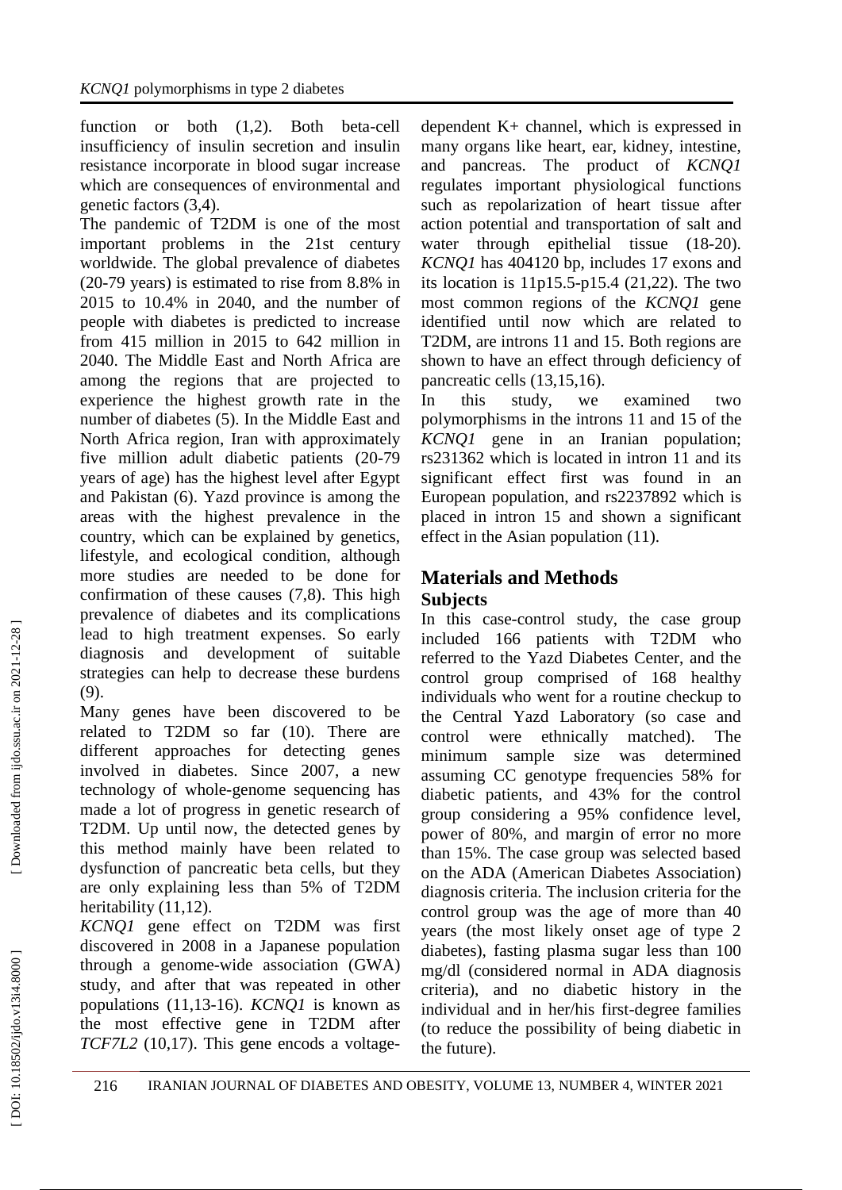function or both (1,2). Both beta-cell insufficiency of insulin secretion and insulin resistance incorporate in blood sugar increase which are consequences of environmental and genetic factors (3,4).

The pandemic of T2DM is one of the most important problems in the 21st century worldwide. The global prevalence of diabetes (20-79 years) is estimated to rise from 8.8% in 2015 to 10.4% in 2040, and the number of people with diabetes is predicted to increase from 415 million in 2015 to 642 million in 2040. The Middle East and North Africa are among the regions that are projected to experience the highest growth rate in the number of diabetes (5). In the Middle East and North Africa region, Iran with approximately five million adult diabetic patients (20-79 years of age) has the highest level after Egypt and Pakistan (6). Yazd province is among the areas with the highest prevalence in the country, which can be explained by genetics, lifestyle, and ecological condition, although more studies are needed to be done for confirmation of these causes (7,8). This high prevalence of diabetes and its complications lead to high treatment expenses. So early diagnosis and development of suitable strategies can help to decrease these burdens (9).

Many genes have been discovered to be related to T2DM so far (10). There are different approaches for detecting genes involved in diabetes. Since 2007, a new technology of whole-genome sequencing has made a lot of progress in genetic research of T2DM. Up until now, the detected genes by this method mainly have been related to dysfunction of pancreatic beta cells, but they are only explaining less than 5% of T2DM heritability (11,12).

*KCNQ1* gene effect on T2DM was first discovered in 2008 in a Japanese population through a genome-wide association (GWA) study, and after that was repeated in other populations (11,13-16). *KCNQ1* is known as the most effective gene in T2DM after *TCF7L2* (10,17). This gene encods a voltage-dependent K+ channel, which is expressed in many organs like heart, ear, kidney, intestine, and pancreas. The product of *KCNQ1* regulates important physiological functions such as repolarization of heart tissue after action potential and transportation of salt and water through epithelial tissue (18-20). *KCNQ1* has 404120 bp, includes 17 exons and its location is 11p15.5-p15.4 (21,22). The two most common regions of the *KCNQ1* gene identified until now which are related to T2DM, are introns 11 and 15. Both regions are shown to have an effect through deficiency of pancreatic cells (13,15,16).

In this study, we examined two polymorphisms in the introns 11 and 15 of the *KCNQ1* gene in an Iranian population; rs231362 which is located in intron 11 and its significant effect first was found in an European population, and rs2237892 which is placed in intron 15 and shown a significant effect in the Asian population (11).

## Materials and Methods

### Subjects

In this case-control study, the case group included 166 patients with T2DM who referred to the Yazd Diabetes Center, and the control group comprised of 168 healthy individuals who went for a routine checkup to the Central Yazd Laboratory (so case and control were ethnically matched). The minimum sample size was determined assuming CC genotype frequencies 58% for diabetic patients, and 43% for the control group considering a 95% confidence level, power of 80%, and margin of error no more than 15%. The case group was selected based on the ADA (American Diabetes Association) diagnosis criteria. The inclusion criteria for the control group was the age of more than 40 years (the most likely onset age of type 2 diabetes), fasting plasma sugar less than 100 mg/dl (considered normal in ADA diagnosis criteria), and no diabetic history in the individual and in her/his first-degree families (to reduce the possibility of being diabetic in the future).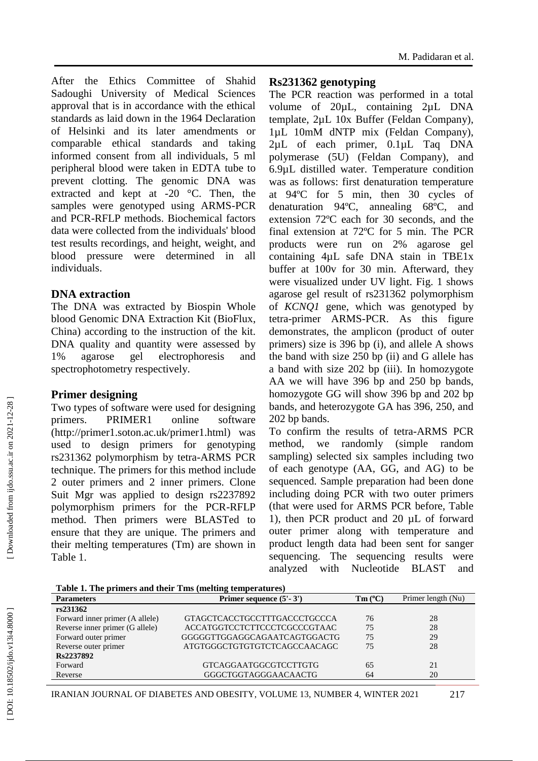After the Ethics Committee of Shahid Sadoughi University of Medical Sciences approval that is in accordance with the ethical standards as laid down in the 1964 Declaration of Helsinki and its later amendments or comparable ethical standards and taking informed consent from all individuals, 5 ml peripheral blood were taken in EDTA tube to prevent clotting. The genomic DNA was extracted and kept at -20 °C. Then, the samples were genotyped using ARMS-PCR and PCR-RFLP methods. Biochemical factors data were collected from the individuals' blood test results recordings, and height, weight, and blood pressure were determined in all individuals.

## DNA extraction

The DNA was extracted by Biospin Whole blood Genomic DNA Extraction Kit (BioFlux, China) according to the instruction of the kit. DNA quality and quantity were assessed by 1% agarose gel electrophoresis and spectrophotometry respectively.

## Primer designing

Two types of software were used for designing primers. PRIMER1 online software (http://primer1.soton.ac.uk/primer1.html) was used to design primers for genotyping rs231362 polymorphism by tetra-ARMS PCR technique. The primers for this method include 2 outer primers and 2 inner primers. Clone Suit Mgr was applied to design rs2237892 polymorphism primers for the PCR-RFLP method. Then primers were BLASTed to ensure that they are unique. The primers and their melting temperatures (Tm) are shown in Table 1.

## Rs231362 genotyping

The PCR reaction was performed in a total volume of 20µL, containing 2µL DNA template, 2µL 10x Buffer (Feldan Company), 1µL 10mM dNTP mix (Feldan Company), 2µL of each primer, 0.1µL Taq DNA polymerase (5U) (Feldan Company), and 6.9µL distilled water. Temperature condition was as follows: first denaturation temperature at 94ºC for 5 min, then 30 cycles of denaturation 94ºC, annealing 68ºC, and extension 72ºC each for 30 seconds, and the final extension at 72ºC for 5 min. The PCR products were run on 2% agarose gel containing 4µL safe DNA stain in TBE1x buffer at 100v for 30 min. Afterward, they were visualized under UV light. Fig. 1 shows agarose gel result of rs231362 polymorphism of *KCNQ1* gene, which was genotyped by tetra-primer ARMS-PCR. As this figure demonstrates, the amplicon (product of outer primers) size is 396 bp (i), and allele A shows the band with size 250 bp (ii) and G allele has a band with size 202 bp (iii). In homozygote AA we will have 396 bp and 250 bp bands, homozygote GG will show 396 bp and 202 bp bands, and heterozygote GA has 396, 250, and 202 bp bands.

To confirm the results of tetra-ARMS PCR method, we randomly (simple random sampling) selected six samples including two of each genotype (AA, GG, and AG) to be sequenced. Sample preparation had been done including doing PCR with two outer primers (that were used for ARMS PCR before, Table 1), then PCR product and 20 µL of forward outer primer along with temperature and product length data had been sent for sanger sequencing. The sequencing results were analyzed with Nucleotide BLAST and

**Table 1. The primers and their Tms (melting temperatures)**

| Parameters | Primer sequence (5'- 3') | Tm (ºC) | Primer length (Nu) |
|---|---|---|---|
| **rs231362** | | | |
| Forward inner primer (A allele) | GTAGCTCACCTGCCTTTGACCCTGCCCA | 76 | 28 |
| Reverse inner primer (G allele) | ACCATGGTCCTCTTCCCTCGCCCGTAAC | 75 | 28 |
| Forward outer primer | GGGGGTTGGAGGCAGAATCAGTGGACTG | 75 | 29 |
| Reverse outer primer | ATGTGGGCTGTGTGTCTCAGCCAACAGC | 75 | 28 |
| **Rs2237892** | | | |
| Forward | GTCAGGAATGGCGTCCTTGTG | 65 | 21 |
| Reverse | GGGCTGGTAGGGAACAACTG | 64 | 20 |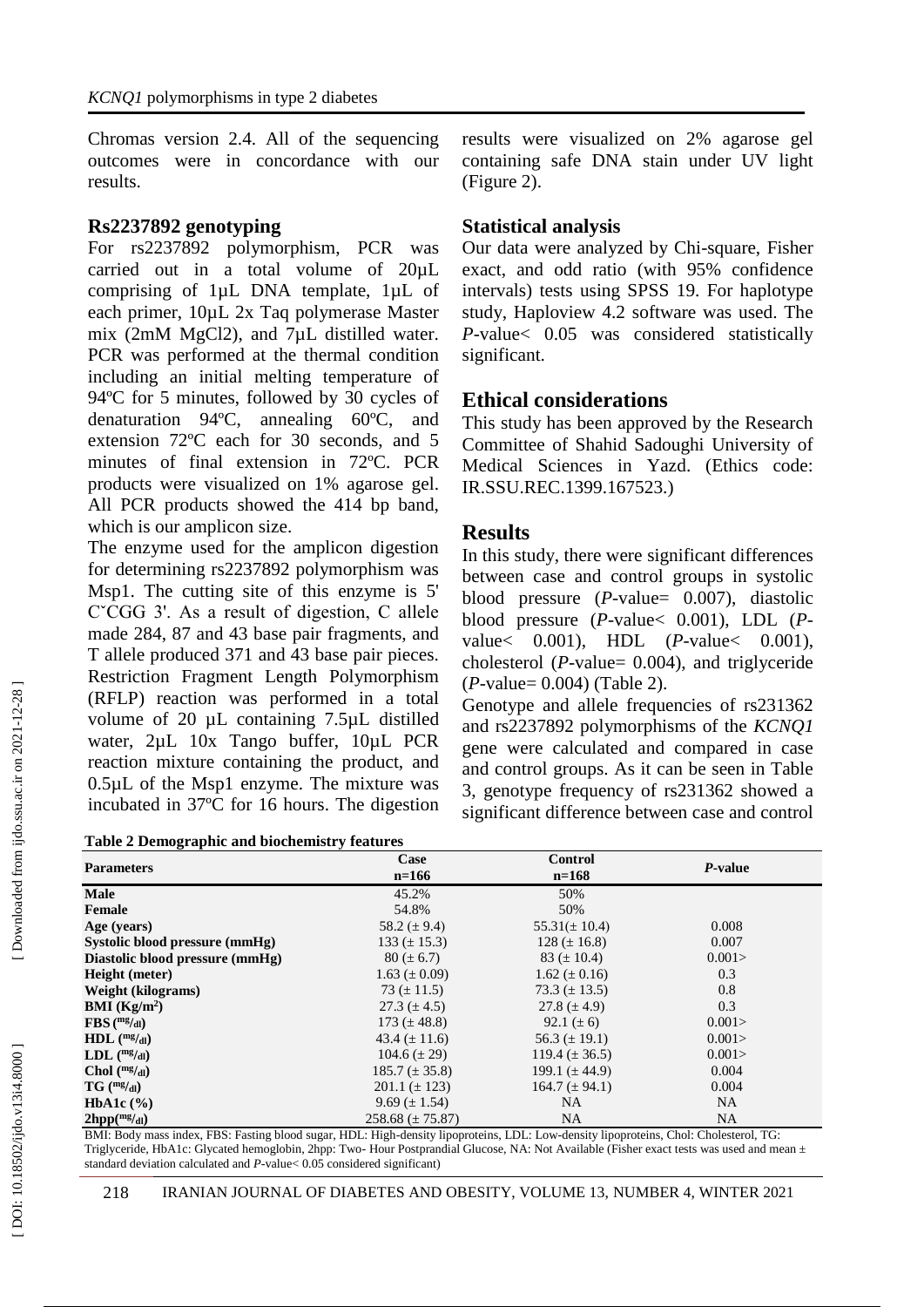Chromas version 2.4. All of the sequencing outcomes were in concordance with our results.

### Rs2237892 genotyping

For rs2237892 polymorphism, PCR was carried out in a total volume of 20µL comprising of 1µL DNA template, 1µL of each primer, 10µL 2x Taq polymerase Master mix (2mM MgCl2), and 7µL distilled water. PCR was performed at the thermal condition including an initial melting temperature of 94ºC for 5 minutes, followed by 30 cycles of denaturation 94ºC, annealing 60ºC, and extension 72ºC each for 30 seconds, and 5 minutes of final extension in 72ºC. PCR products were visualized on 1% agarose gel. All PCR products showed the 414 bp band, which is our amplicon size.

The enzyme used for the amplicon digestion for determining rs2237892 polymorphism was Msp1. The cutting site of this enzyme is 5' CˇCGG 3'. As a result of digestion, C allele made 284, 87 and 43 base pair fragments, and T allele produced 371 and 43 base pair pieces. Restriction Fragment Length Polymorphism (RFLP) reaction was performed in a total volume of 20 µL containing 7.5µL distilled water, 2µL 10x Tango buffer, 10µL PCR reaction mixture containing the product, and 0.5µL of the Msp1 enzyme. The mixture was incubated in 37ºC for 16 hours. The digestion results were visualized on 2% agarose gel containing safe DNA stain under UV light (Figure 2).

### Statistical analysis

Our data were analyzed by Chi-square, Fisher exact, and odd ratio (with 95% confidence intervals) tests using SPSS 19. For haplotype study, Haploview 4.2 software was used. The *P*-value< 0.05 was considered statistically significant.

## Ethical considerations

This study has been approved by the Research Committee of Shahid Sadoughi University of Medical Sciences in Yazd. (Ethics code: IR.SSU.REC.1399.167523.)

## Results

In this study, there were significant differences between case and control groups in systolic blood pressure (*P*-value= 0.007), diastolic blood pressure (*P*-value< 0.001), LDL (*P*-value< 0.001), HDL (*P*-value< 0.001), cholesterol (*P*-value= 0.004), and triglyceride (*P*-value= 0.004) (Table 2).

Genotype and allele frequencies of rs231362 and rs2237892 polymorphisms of the *KCNQ1* gene were calculated and compared in case and control groups. As it can be seen in Table 3, genotype frequency of rs231362 showed a significant difference between case and control

**Table 2 Demographic and biochemistry features**

| Parameters | Case n=166 | Control n=168 | *P*-value |
|---|---|---|---|
| **Male** | 45.2% | 50% | |
| **Female** | 54.8% | 50% | |
| **Age (years)** | 58.2 (± 9.4) | 55.31(± 10.4) | 0.008 |
| **Systolic blood pressure (mmHg)** | 133 (± 15.3) | 128 (± 16.8) | 0.007 |
| **Diastolic blood pressure (mmHg)** | 80 (± 6.7) | 83 (± 10.4) | 0.001> |
| **Height (meter)** | 1.63 (± 0.09) | 1.62 (± 0.16) | 0.3 |
| **Weight (kilograms)** | 73 (± 11.5) | 73.3 (± 13.5) | 0.8 |
| **BMI (Kg/m$^2$)** | 27.3 (± 4.5) | 27.8 (± 4.9) | 0.3 |
| **FBS (mg/dl)** | 173 (± 48.8) | 92.1 (± 6) | 0.001> |
| **HDL (mg/dl)** | 43.4 (± 11.6) | 56.3 (± 19.1) | 0.001> |
| **LDL (mg/dl)** | 104.6 (± 29) | 119.4 (± 36.5) | 0.001> |
| **Chol (mg/dl)** | 185.7 (± 35.8) | 199.1 (± 44.9) | 0.004 |
| **TG (mg/dl)** | 201.1 (± 123) | 164.7 (± 94.1) | 0.004 |
| **HbA1c (%)** | 9.69 (± 1.54) | NA | NA |
| **2hpp(mg/dl)** | 258.68 (± 75.87) | NA | NA |

BMI: Body mass index, FBS: Fasting blood sugar, HDL: High-density lipoproteins, LDL: Low-density lipoproteins, Chol: Cholesterol, TG: Triglyceride, HbA1c: Glycated hemoglobin, 2hpp: Two- Hour Postprandial Glucose, NA: Not Available (Fisher exact tests was used and mean ± standard deviation calculated and *P*-value< 0.05 considered significant)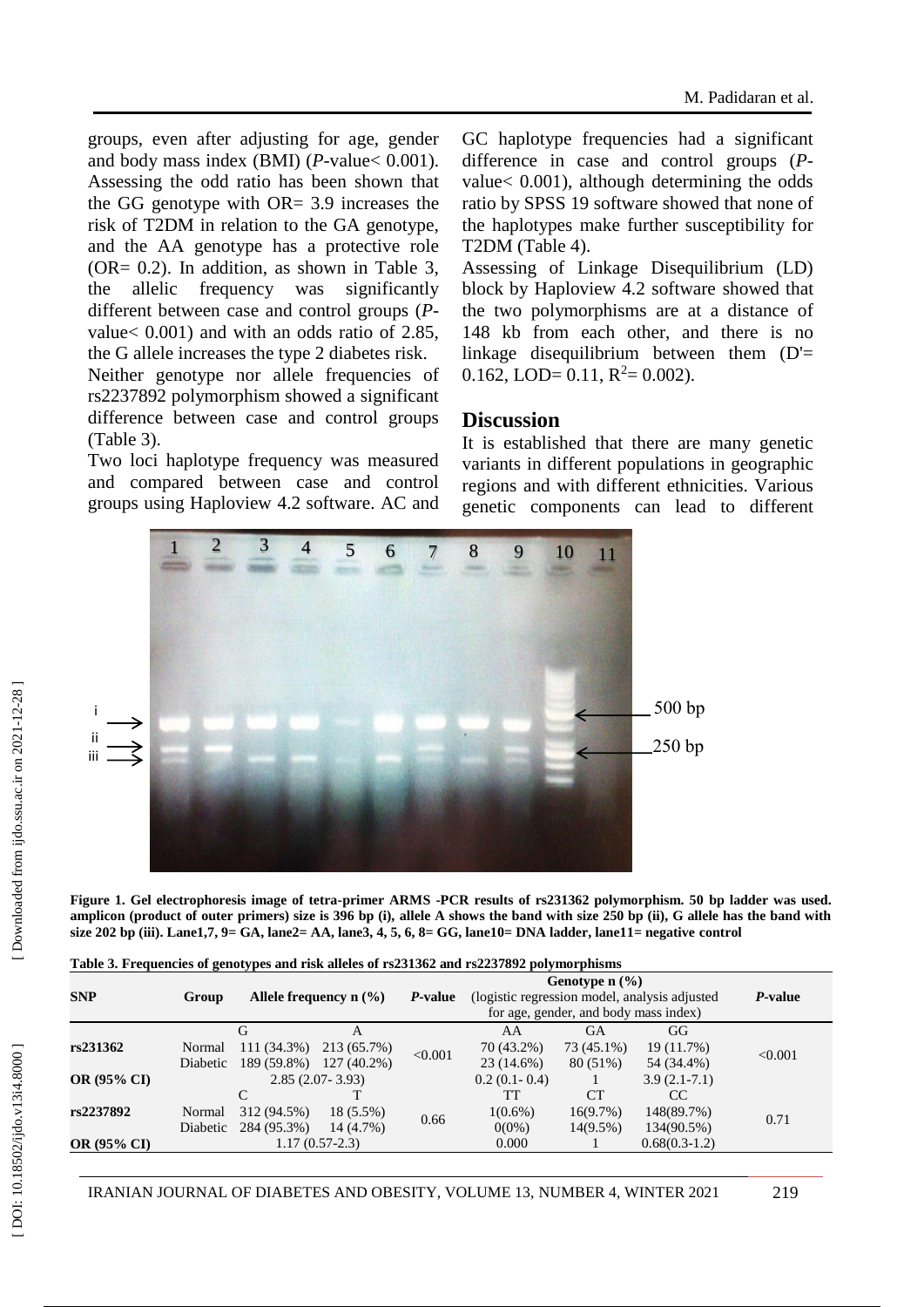groups, even after adjusting for age, gender and body mass index (BMI) (*P*-value< 0.001). Assessing the odd ratio has been shown that the GG genotype with OR= 3.9 increases the risk of T2DM in relation to the GA genotype, and the AA genotype has a protective role (OR= 0.2). In addition, as shown in Table 3, the allelic frequency was significantly different between case and control groups (*P*-value< 0.001) and with an odds ratio of 2.85, the G allele increases the type 2 diabetes risk.

Neither genotype nor allele frequencies of rs2237892 polymorphism showed a significant difference between case and control groups (Table 3).

Two loci haplotype frequency was measured and compared between case and control groups using Haploview 4.2 software. AC and GC haplotype frequencies had a significant difference in case and control groups (*P*-value< 0.001), although determining the odds ratio by SPSS 19 software showed that none of the haplotypes make further susceptibility for T2DM (Table 4).

Assessing of Linkage Disequilibrium (LD) block by Haploview 4.2 software showed that the two polymorphisms are at a distance of 148 kb from each other, and there is no linkage disequilibrium between them (D'= 0.162, LOD= 0.11, $R^2$= 0.002).

## Discussion

It is established that there are many genetic variants in different populations in geographic regions and with different ethnicities. Various genetic components can lead to different

**Figure 1. Gel electrophoresis image of tetra-primer ARMS -PCR results of rs231362 polymorphism. 50 bp ladder was used. amplicon (product of outer primers) size is 396 bp (i), allele A shows the band with size 250 bp (ii), G allele has the band with size 202 bp (iii). Lane1,7, 9= GA, lane2= AA, lane3, 4, 5, 6, 8= GG, lane10= DNA ladder, lane11= negative control**

**Table 3. Frequencies of genotypes and risk alleles of rs231362 and rs2237892 polymorphisms**

| SNP | Group | Allele frequency n (%) | | *P*-value | Genotype n (%) (logistic regression model, analysis adjusted for age, gender, and body mass index) | | | *P*-value |
|---|---|---|---|---|---|---|---|---|
| | | G | A | | AA | GA | GG | |
| **rs231362** | Normal | 111 (34.3%) | 213 (65.7%) | <0.001 | 70 (43.2%) | 73 (45.1%) | 19 (11.7%) | <0.001 |
| | Diabetic | 189 (59.8%) | 127 (40.2%) | | 23 (14.6%) | 80 (51%) | 54 (34.4%) | |
| **OR (95% CI)** | | 2.85 (2.07- 3.93) | | | 0.2 (0.1- 0.4) | 1 | 3.9 (2.1-7.1) | |
| | | C | T | | TT | CT | CC | |
| **rs2237892** | Normal | 312 (94.5%) | 18 (5.5%) | 0.66 | 1(0.6%) | 16(9.7%) | 148(89.7%) | 0.71 |
| | Diabetic | 284 (95.3%) | 14 (4.7%) | | 0(0%) | 14(9.5%) | 134(90.5%) | |
| **OR (95% CI)** | | 1.17 (0.57-2.3) | | | 0.000 | 1 | 0.68(0.3-1.2) | |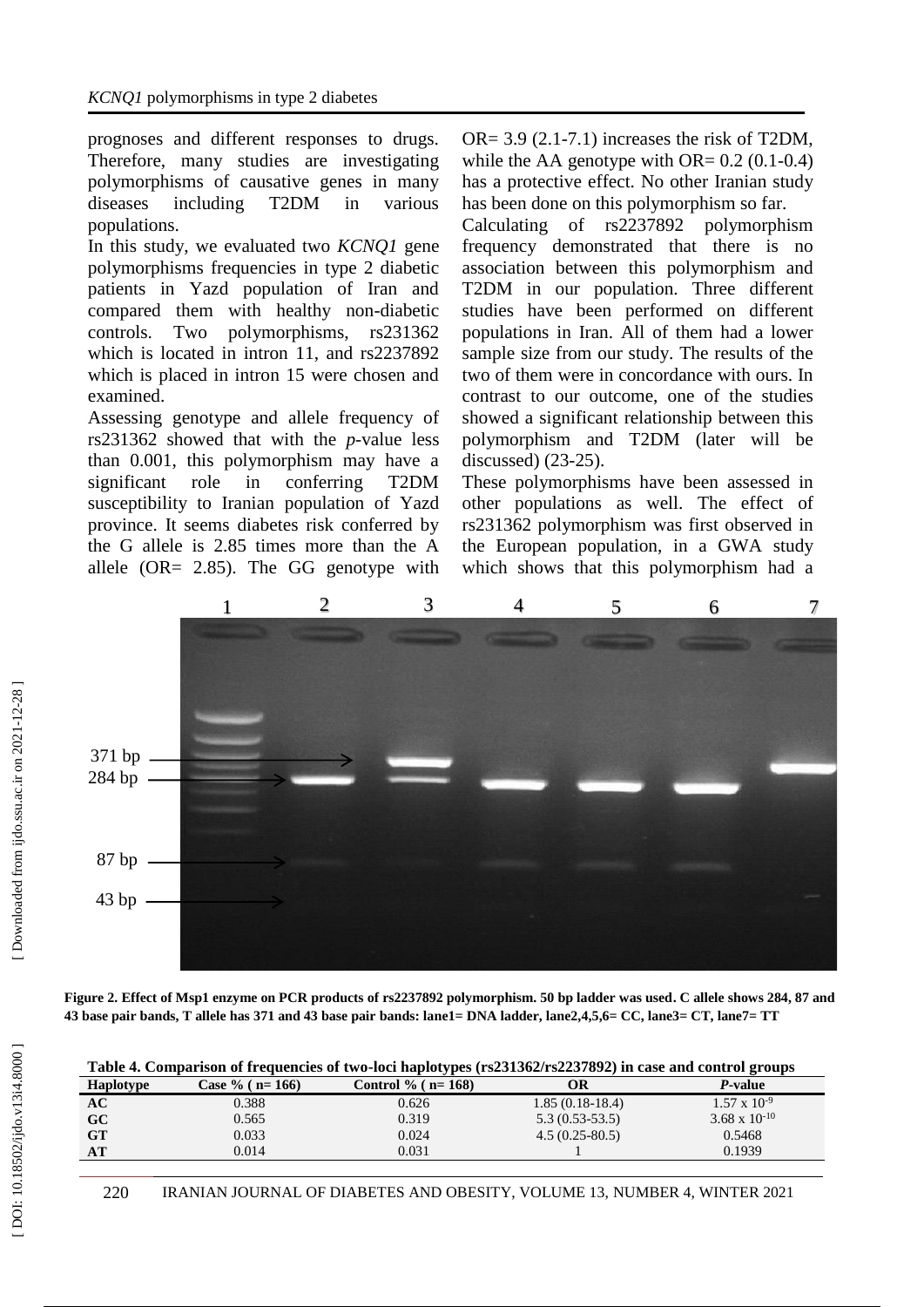prognoses and different responses to drugs. Therefore, many studies are investigating polymorphisms of causative genes in many diseases including T2DM in various populations.

In this study, we evaluated two *KCNQ1* gene polymorphisms frequencies in type 2 diabetic patients in Yazd population of Iran and compared them with healthy non-diabetic controls. Two polymorphisms, rs231362 which is located in intron 11, and rs2237892 which is placed in intron 15 were chosen and examined.

Assessing genotype and allele frequency of rs231362 showed that with the *p*-value less than 0.001, this polymorphism may have a significant role in conferring T2DM susceptibility to Iranian population of Yazd province. It seems diabetes risk conferred by the G allele is 2.85 times more than the A allele (OR= 2.85). The GG genotype with OR= 3.9 (2.1-7.1) increases the risk of T2DM, while the AA genotype with OR= 0.2 (0.1-0.4) has a protective effect. No other Iranian study has been done on this polymorphism so far.

Calculating of rs2237892 polymorphism frequency demonstrated that there is no association between this polymorphism and T2DM in our population. Three different studies have been performed on different populations in Iran. All of them had a lower sample size from our study. The results of the two of them were in concordance with ours. In contrast to our outcome, one of the studies showed a significant relationship between this polymorphism and T2DM (later will be discussed) (23-25).

These polymorphisms have been assessed in other populations as well. The effect of rs231362 polymorphism was first observed in the European population, in a GWA study which shows that this polymorphism had a

**Figure 2. Effect of Msp1 enzyme on PCR products of rs2237892 polymorphism. 50 bp ladder was used. C allele shows 284, 87 and 43 base pair bands, T allele has 371 and 43 base pair bands: lane1= DNA ladder, lane2,4,5,6= CC, lane3= CT, lane7= TT**

**Table 4. Comparison of frequencies of two-loci haplotypes (rs231362/rs2237892) in case and control groups**

| Haplotype | Case % ( n= 166) | Control % ( n= 168) | OR | *P*-value |
|---|---|---|---|---|
| **AC** | 0.388 | 0.626 | 1.85 (0.18-18.4) | $1.57 \times 10^{-9}$ |
| **GC** | 0.565 | 0.319 | 5.3 (0.53-53.5) | $3.68 \times 10^{-10}$ |
| **GT** | 0.033 | 0.024 | 4.5 (0.25-80.5) | 0.5468 |
| **AT** | 0.014 | 0.031 | 1 | 0.1939 |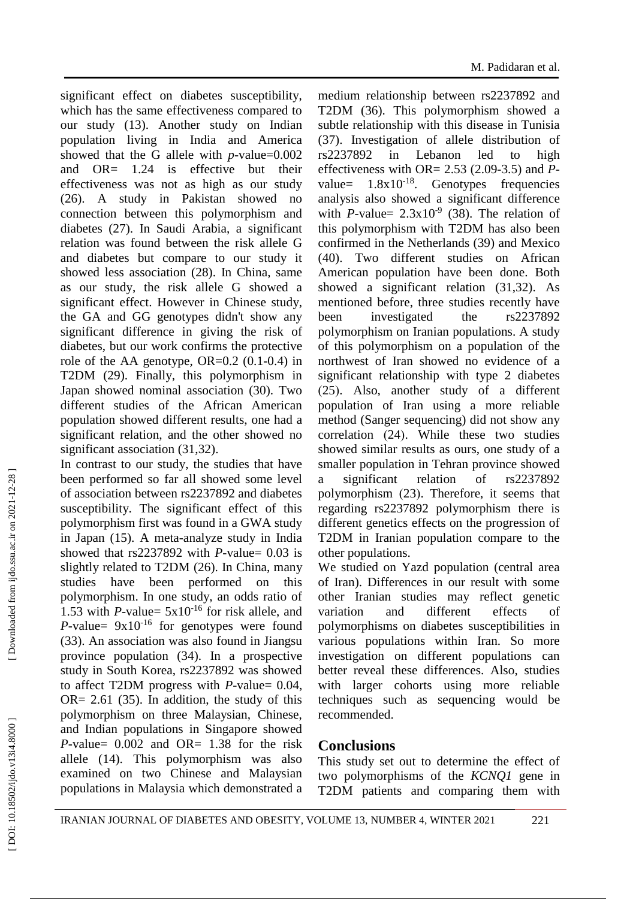significant effect on diabetes susceptibility, which has the same effectiveness compared to our study (13). Another study on Indian population living in India and America showed that the G allele with *p*-value=0.002 and OR= 1.24 is effective but their effectiveness was not as high as our study (26). A study in Pakistan showed no connection between this polymorphism and diabetes (27). In Saudi Arabia, a significant relation was found between the risk allele G and diabetes but compare to our study it showed less association (28). In China, same as our study, the risk allele G showed a significant effect. However in Chinese study, the GA and GG genotypes didn't show any significant difference in giving the risk of diabetes, but our work confirms the protective role of the AA genotype, OR=0.2 (0.1-0.4) in T2DM (29). Finally, this polymorphism in Japan showed nominal association (30). Two different studies of the African American population showed different results, one had a significant relation, and the other showed no significant association (31,32).

In contrast to our study, the studies that have been performed so far all showed some level of association between rs2237892 and diabetes susceptibility. The significant effect of this polymorphism first was found in a GWA study in Japan (15). A meta-analyze study in India showed that rs2237892 with *P*-value= 0.03 is slightly related to T2DM (26). In China, many studies have been performed on this polymorphism. In one study, an odds ratio of 1.53 with *P*-value= $5x10^{-16}$ for risk allele, and *P*-value= $9x10^{-16}$ for genotypes were found (33). An association was also found in Jiangsu province population (34). In a prospective study in South Korea, rs2237892 was showed to affect T2DM progress with *P*-value= 0.04, OR= 2.61 (35). In addition, the study of this polymorphism on three Malaysian, Chinese, and Indian populations in Singapore showed *P*-value= 0.002 and OR= 1.38 for the risk allele (14). This polymorphism was also examined on two Chinese and Malaysian populations in Malaysia which demonstrated a medium relationship between rs2237892 and T2DM (36). This polymorphism showed a subtle relationship with this disease in Tunisia (37). Investigation of allele distribution of rs2237892 in Lebanon led to high effectiveness with OR= 2.53 (2.09-3.5) and *P*-value= $1.8x10^{-18}$. Genotypes frequencies analysis also showed a significant difference with *P*-value= $2.3x10^{-9}$ (38). The relation of this polymorphism with T2DM has also been confirmed in the Netherlands (39) and Mexico (40). Two different studies on African American population have been done. Both showed a significant relation (31,32). As mentioned before, three studies recently have been investigated the rs2237892 polymorphism on Iranian populations. A study of this polymorphism on a population of the northwest of Iran showed no evidence of a significant relationship with type 2 diabetes (25). Also, another study of a different population of Iran using a more reliable method (Sanger sequencing) did not show any correlation (24). While these two studies showed similar results as ours, one study of a smaller population in Tehran province showed a significant relation of rs2237892 polymorphism (23). Therefore, it seems that regarding rs2237892 polymorphism there is different genetics effects on the progression of T2DM in Iranian population compare to the other populations.

We studied on Yazd population (central area of Iran). Differences in our result with some other Iranian studies may reflect genetic variation and different effects of polymorphisms on diabetes susceptibilities in various populations within Iran. So more investigation on different populations can better reveal these differences. Also, studies with larger cohorts using more reliable techniques such as sequencing would be recommended.

## Conclusions

This study set out to determine the effect of two polymorphisms of the *KCNQ1* gene in T2DM patients and comparing them with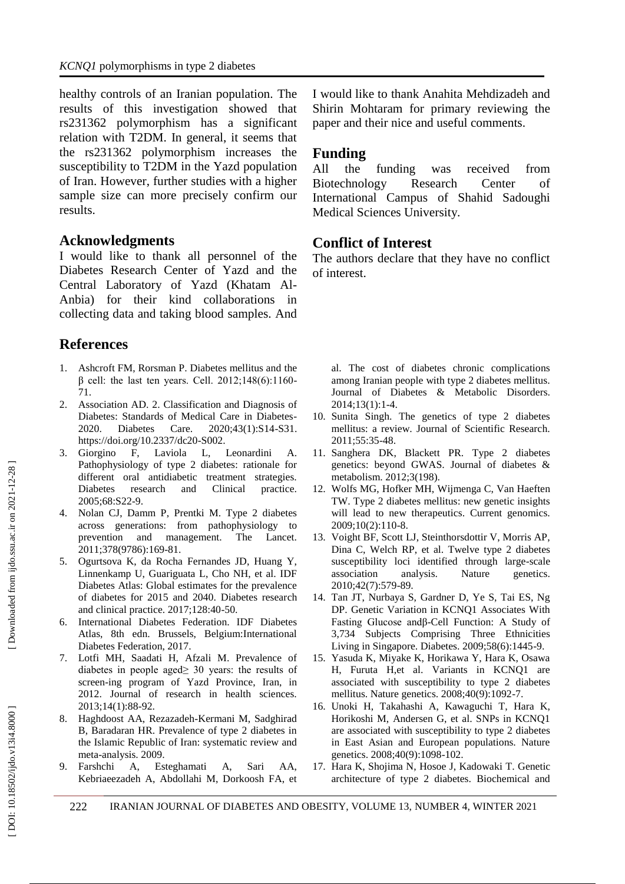healthy controls of an Iranian population. The results of this investigation showed that rs231362 polymorphism has a significant relation with T2DM. In general, it seems that the rs231362 polymorphism increases the susceptibility to T2DM in the Yazd population of Iran. However, further studies with a higher sample size can more precisely confirm our results.

## Acknowledgments

I would like to thank all personnel of the Diabetes Research Center of Yazd and the Central Laboratory of Yazd (Khatam Al-Anbia) for their kind collaborations in collecting data and taking blood samples. And I would like to thank Anahita Mehdizadeh and Shirin Mohtaram for primary reviewing the paper and their nice and useful comments.

## Funding

All the funding was received from Biotechnology Research Center of International Campus of Shahid Sadoughi Medical Sciences University.

## Conflict of Interest

The authors declare that they have no conflict of interest.

## References

1. Ashcroft FM, Rorsman P. Diabetes mellitus and the β cell: the last ten years. Cell. 2012;148(6):1160-71.
2. Association AD. 2. Classification and Diagnosis of Diabetes: Standards of Medical Care in Diabetes-2020. Diabetes Care. 2020;43(1):S14-S31. https://doi.org/10.2337/dc20-S002.
3. Giorgino F, Laviola L, Leonardini A. Pathophysiology of type 2 diabetes: rationale for different oral antidiabetic treatment strategies. Diabetes research and Clinical practice. 2005;68:S22-9.
4. Nolan CJ, Damm P, Prentki M. Type 2 diabetes across generations: from pathophysiology to prevention and management. The Lancet. 2011;378(9786):169-81.
5. Ogurtsova K, da Rocha Fernandes JD, Huang Y, Linnenkamp U, Guariguata L, Cho NH, et al. IDF Diabetes Atlas: Global estimates for the prevalence of diabetes for 2015 and 2040. Diabetes research and clinical practice. 2017;128:40-50.
6. International Diabetes Federation. IDF Diabetes Atlas, 8th edn. Brussels, Belgium:International Diabetes Federation, 2017.
7. Lotfi MH, Saadati H, Afzali M. Prevalence of diabetes in people aged≥ 30 years: the results of screen-ing program of Yazd Province, Iran, in 2012. Journal of research in health sciences. 2013;14(1):88-92.
8. Haghdoost AA, Rezazadeh-Kermani M, Sadghirad B, Baradaran HR. Prevalence of type 2 diabetes in the Islamic Republic of Iran: systematic review and meta-analysis. 2009.
9. Farshchi A, Esteghamati A, Sari AA, Kebriaeezadeh A, Abdollahi M, Dorkoosh FA, et al. The cost of diabetes chronic complications among Iranian people with type 2 diabetes mellitus. Journal of Diabetes & Metabolic Disorders. 2014;13(1):1-4.
10. Sunita Singh. The genetics of type 2 diabetes mellitus: a review. Journal of Scientific Research. 2011;55:35-48.
11. Sanghera DK, Blackett PR. Type 2 diabetes genetics: beyond GWAS. Journal of diabetes & metabolism. 2012;3(198).
12. Wolfs MG, Hofker MH, Wijmenga C, Van Haeften TW. Type 2 diabetes mellitus: new genetic insights will lead to new therapeutics. Current genomics. 2009;10(2):110-8.
13. Voight BF, Scott LJ, Steinthorsdottir V, Morris AP, Dina C, Welch RP, et al. Twelve type 2 diabetes susceptibility loci identified through large-scale association analysis. Nature genetics. 2010;42(7):579-89.
14. Tan JT, Nurbaya S, Gardner D, Ye S, Tai ES, Ng DP. Genetic Variation in KCNQ1 Associates With Fasting Glucose andβ-Cell Function: A Study of 3,734 Subjects Comprising Three Ethnicities Living in Singapore. Diabetes. 2009;58(6):1445-9.
15. Yasuda K, Miyake K, Horikawa Y, Hara K, Osawa H, Furuta H,et al. Variants in KCNQ1 are associated with susceptibility to type 2 diabetes mellitus. Nature genetics. 2008;40(9):1092-7.
16. Unoki H, Takahashi A, Kawaguchi T, Hara K, Horikoshi M, Andersen G, et al. SNPs in KCNQ1 are associated with susceptibility to type 2 diabetes in East Asian and European populations. Nature genetics. 2008;40(9):1098-102.
17. Hara K, Shojima N, Hosoe J, Kadowaki T. Genetic architecture of type 2 diabetes. Biochemical and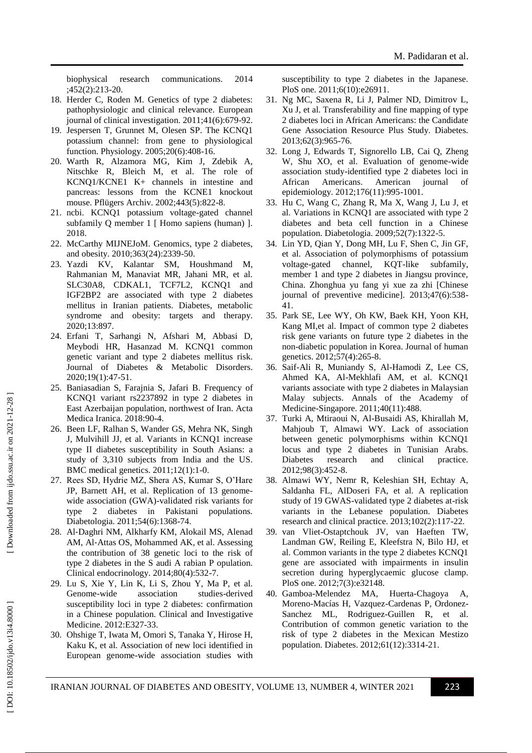biophysical research communications. 2014 ;452(2):213-20.

18. Herder C, Roden M. Genetics of type 2 diabetes: pathophysiologic and clinical relevance. European journal of clinical investigation. 2011;41(6):679-92.
19. Jespersen T, Grunnet M, Olesen SP. The KCNQ1 potassium channel: from gene to physiological function. Physiology. 2005;20(6):408-16.
20. Warth R, Alzamora MG, Kim J, Zdebik A, Nitschke R, Bleich M, et al. The role of KCNQ1/KCNE1 K+ channels in intestine and pancreas: lessons from the KCNE1 knockout mouse. Pflügers Archiv. 2002;443(5):822-8.
21. ncbi. KCNQ1 potassium voltage-gated channel subfamily Q member 1 [ Homo sapiens (human) ]. 2018.
22. McCarthy MIJNEJoM. Genomics, type 2 diabetes, and obesity. 2010;363(24):2339-50.
23. Yazdi KV, Kalantar SM, Houshmand M, Rahmanian M, Manaviat MR, Jahani MR, et al. SLC30A8, CDKAL1, TCF7L2, KCNQ1 and IGF2BP2 are associated with type 2 diabetes mellitus in Iranian patients. Diabetes, metabolic syndrome and obesity: targets and therapy. 2020;13:897.
24. Erfani T, Sarhangi N, Afshari M, Abbasi D, Meybodi HR, Hasanzad M. KCNQ1 common genetic variant and type 2 diabetes mellitus risk. Journal of Diabetes & Metabolic Disorders. 2020;19(1):47-51.
25. Baniasadian S, Farajnia S, Jafari B. Frequency of KCNQ1 variant rs2237892 in type 2 diabetes in East Azerbaijan population, northwest of Iran. Acta Medica Iranica. 2018:90-4.
26. Been LF, Ralhan S, Wander GS, Mehra NK, Singh J, Mulvihill JJ, et al. Variants in KCNQ1 increase type II diabetes susceptibility in South Asians: a study of 3,310 subjects from India and the US. BMC medical genetics. 2011;12(1):1-0.
27. Rees SD, Hydrie MZ, Shera AS, Kumar S, O'Hare JP, Barnett AH, et al. Replication of 13 genome-wide association (GWA)-validated risk variants for type 2 diabetes in Pakistani populations. Diabetologia. 2011;54(6):1368-74.
28. Al-Daghri NM, Alkharfy KM, Alokail MS, Alenad AM, Al-Attas OS, Mohammed AK, et al. Assessing the contribution of 38 genetic loci to the risk of type 2 diabetes in the S audi A rabian P opulation. Clinical endocrinology. 2014;80(4):532-7.
29. Lu S, Xie Y, Lin K, Li S, Zhou Y, Ma P, et al. Genome-wide association studies-derived susceptibility loci in type 2 diabetes: confirmation in a Chinese population. Clinical and Investigative Medicine. 2012:E327-33.
30. Ohshige T, Iwata M, Omori S, Tanaka Y, Hirose H, Kaku K, et al. Association of new loci identified in European genome-wide association studies with susceptibility to type 2 diabetes in the Japanese. PloS one. 2011;6(10):e26911.
31. Ng MC, Saxena R, Li J, Palmer ND, Dimitrov L, Xu J, et al. Transferability and fine mapping of type 2 diabetes loci in African Americans: the Candidate Gene Association Resource Plus Study. Diabetes. 2013;62(3):965-76.
32. Long J, Edwards T, Signorello LB, Cai Q, Zheng W, Shu XO, et al. Evaluation of genome-wide association study-identified type 2 diabetes loci in African Americans. American journal of epidemiology. 2012;176(11):995-1001.
33. Hu C, Wang C, Zhang R, Ma X, Wang J, Lu J, et al. Variations in KCNQ1 are associated with type 2 diabetes and beta cell function in a Chinese population. Diabetologia. 2009;52(7):1322-5.
34. Lin YD, Qian Y, Dong MH, Lu F, Shen C, Jin GF, et al. Association of polymorphisms of potassium voltage-gated channel, KQT-like subfamily, member 1 and type 2 diabetes in Jiangsu province, China. Zhonghua yu fang yi xue za zhi [Chinese journal of preventive medicine]. 2013;47(6):538-41.
35. Park SE, Lee WY, Oh KW, Baek KH, Yoon KH, Kang MI,et al. Impact of common type 2 diabetes risk gene variants on future type 2 diabetes in the non-diabetic population in Korea. Journal of human genetics. 2012;57(4):265-8.
36. Saif-Ali R, Muniandy S, Al-Hamodi Z, Lee CS, Ahmed KA, Al-Mekhlafi AM, et al. KCNQ1 variants associate with type 2 diabetes in Malaysian Malay subjects. Annals of the Academy of Medicine-Singapore. 2011;40(11):488.
37. Turki A, Mtiraoui N, Al-Busaidi AS, Khirallah M, Mahjoub T, Almawi WY. Lack of association between genetic polymorphisms within KCNQ1 locus and type 2 diabetes in Tunisian Arabs. Diabetes research and clinical practice. 2012;98(3):452-8.
38. Almawi WY, Nemr R, Keleshian SH, Echtay A, Saldanha FL, AlDoseri FA, et al. A replication study of 19 GWAS-validated type 2 diabetes at-risk variants in the Lebanese population. Diabetes research and clinical practice. 2013;102(2):117-22.
39. van Vliet-Ostaptchouk JV, van Haeften TW, Landman GW, Reiling E, Kleefstra N, Bilo HJ, et al. Common variants in the type 2 diabetes KCNQ1 gene are associated with impairments in insulin secretion during hyperglycaemic glucose clamp. PloS one. 2012;7(3):e32148.
40. Gamboa-Melendez MA, Huerta-Chagoya A, Moreno-Macías H, Vazquez-Cardenas P, Ordonez-Sanchez ML, Rodriguez-Guillen R, et al. Contribution of common genetic variation to the risk of type 2 diabetes in the Mexican Mestizo population. Diabetes. 2012;61(12):3314-21.